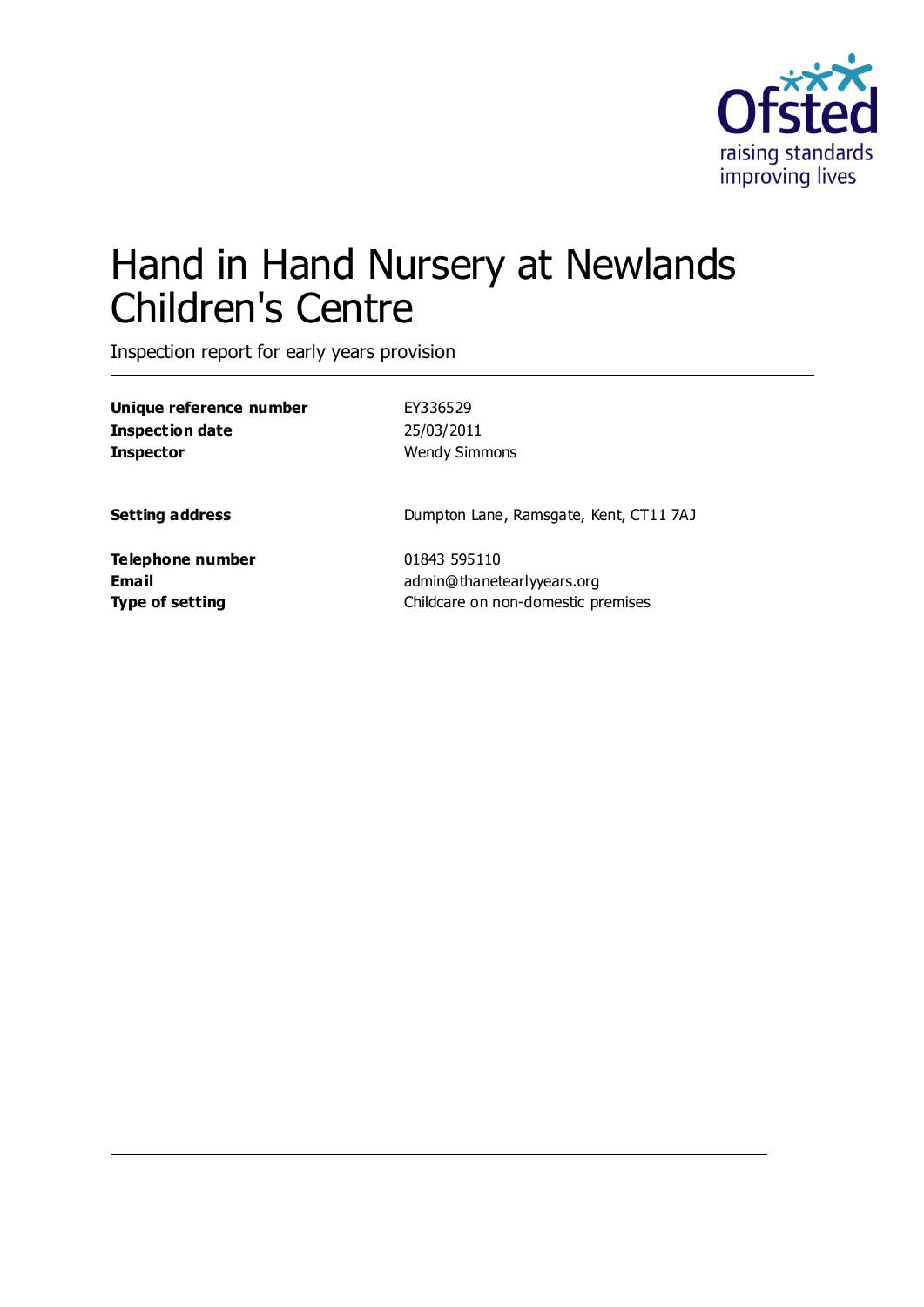# Hand in Hand Nursery at Newlands Children's Centre

Inspection report for early years provision

| | |
|---|---|
| **Unique reference number** | EY336529 |
| **Inspection date** | 25/03/2011 |
| **Inspector** | Wendy Simmons |
| **Setting address** | Dumpton Lane, Ramsgate, Kent, CT11 7AJ |
| **Telephone number** | 01843 595110 |
| **Email** | admin@thanetearlyyears.org |
| **Type of setting** | Childcare on non-domestic premises |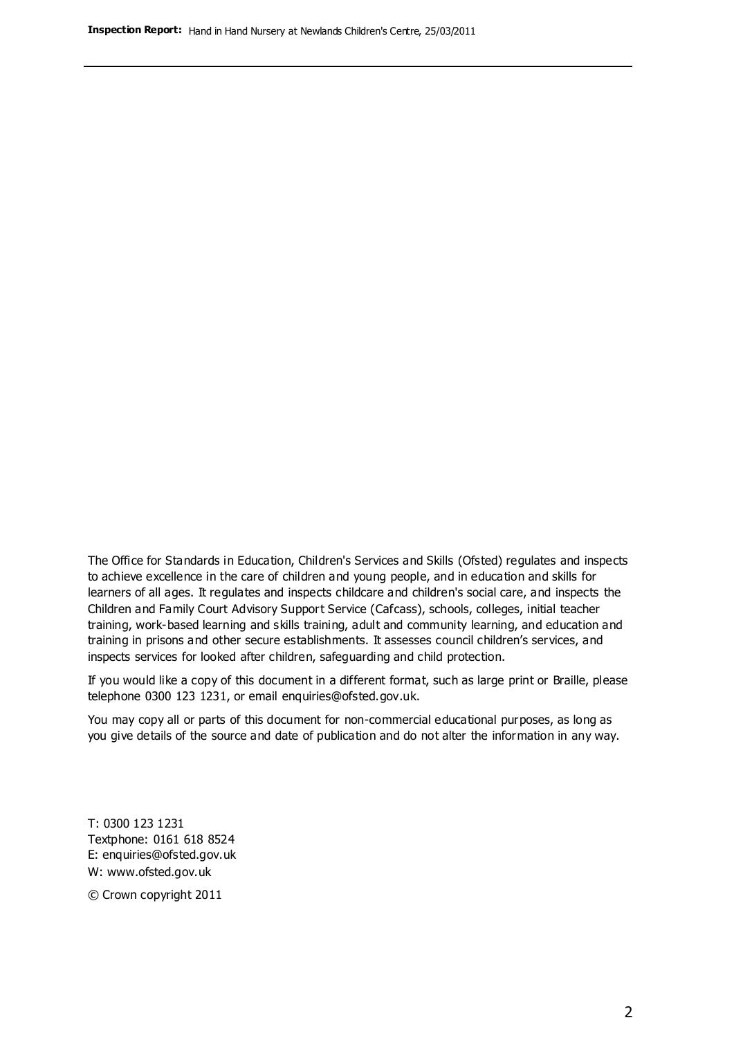The Office for Standards in Education, Children's Services and Skills (Ofsted) regulates and inspects to achieve excellence in the care of children and young people, and in education and skills for learners of all ages. It regulates and inspects childcare and children's social care, and inspects the Children and Family Court Advisory Support Service (Cafcass), schools, colleges, initial teacher training, work-based learning and skills training, adult and community learning, and education and training in prisons and other secure establishments. It assesses council children's services, and inspects services for looked after children, safeguarding and child protection.

If you would like a copy of this document in a different format, such as large print or Braille, please telephone 0300 123 1231, or email enquiries@ofsted.gov.uk.

You may copy all or parts of this document for non-commercial educational purposes, as long as you give details of the source and date of publication and do not alter the information in any way.

T: 0300 123 1231
Textphone: 0161 618 8524
E: enquiries@ofsted.gov.uk
W: www.ofsted.gov.uk

© Crown copyright 2011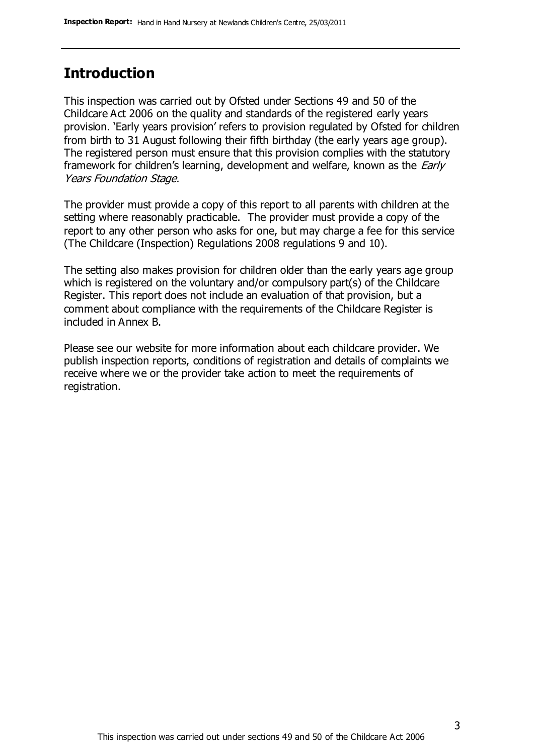## Introduction

This inspection was carried out by Ofsted under Sections 49 and 50 of the Childcare Act 2006 on the quality and standards of the registered early years provision. 'Early years provision' refers to provision regulated by Ofsted for children from birth to 31 August following their fifth birthday (the early years age group). The registered person must ensure that this provision complies with the statutory framework for children's learning, development and welfare, known as the *Early Years Foundation Stage.*

The provider must provide a copy of this report to all parents with children at the setting where reasonably practicable. The provider must provide a copy of the report to any other person who asks for one, but may charge a fee for this service (The Childcare (Inspection) Regulations 2008 regulations 9 and 10).

The setting also makes provision for children older than the early years age group which is registered on the voluntary and/or compulsory part(s) of the Childcare Register. This report does not include an evaluation of that provision, but a comment about compliance with the requirements of the Childcare Register is included in Annex B.

Please see our website for more information about each childcare provider. We publish inspection reports, conditions of registration and details of complaints we receive where we or the provider take action to meet the requirements of registration.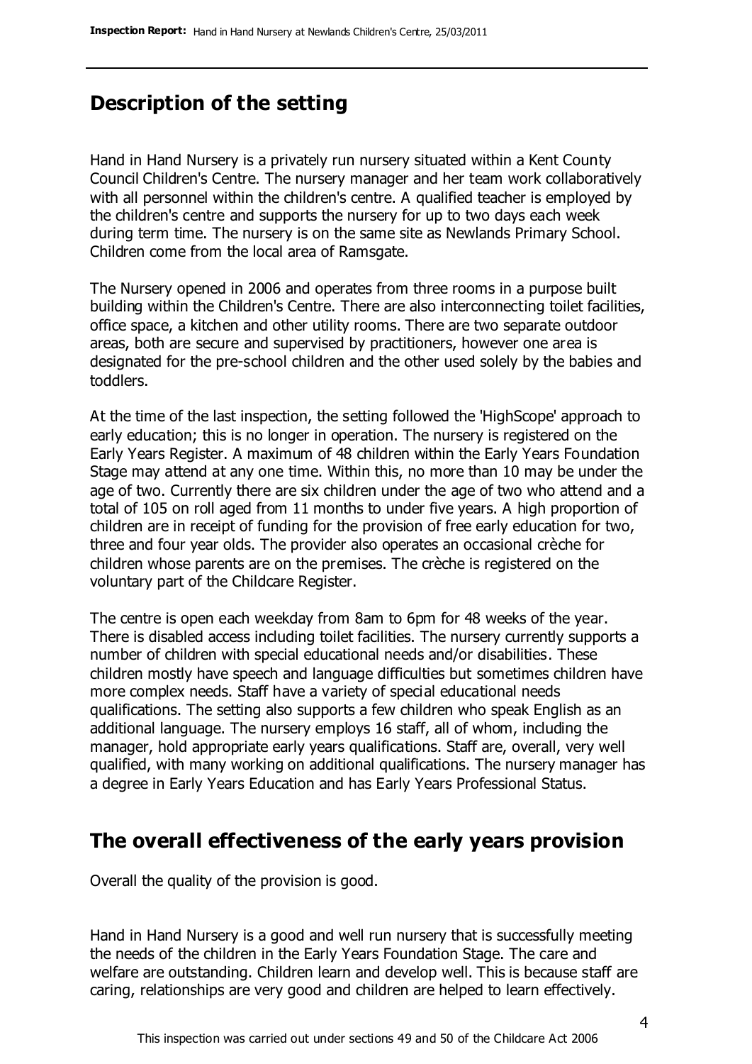## Description of the setting

Hand in Hand Nursery is a privately run nursery situated within a Kent County Council Children's Centre. The nursery manager and her team work collaboratively with all personnel within the children's centre. A qualified teacher is employed by the children's centre and supports the nursery for up to two days each week during term time. The nursery is on the same site as Newlands Primary School. Children come from the local area of Ramsgate.

The Nursery opened in 2006 and operates from three rooms in a purpose built building within the Children's Centre. There are also interconnecting toilet facilities, office space, a kitchen and other utility rooms. There are two separate outdoor areas, both are secure and supervised by practitioners, however one area is designated for the pre-school children and the other used solely by the babies and toddlers.

At the time of the last inspection, the setting followed the 'HighScope' approach to early education; this is no longer in operation. The nursery is registered on the Early Years Register. A maximum of 48 children within the Early Years Foundation Stage may attend at any one time. Within this, no more than 10 may be under the age of two. Currently there are six children under the age of two who attend and a total of 105 on roll aged from 11 months to under five years. A high proportion of children are in receipt of funding for the provision of free early education for two, three and four year olds. The provider also operates an occasional crèche for children whose parents are on the premises. The crèche is registered on the voluntary part of the Childcare Register.

The centre is open each weekday from 8am to 6pm for 48 weeks of the year. There is disabled access including toilet facilities. The nursery currently supports a number of children with special educational needs and/or disabilities. These children mostly have speech and language difficulties but sometimes children have more complex needs. Staff have a variety of special educational needs qualifications. The setting also supports a few children who speak English as an additional language. The nursery employs 16 staff, all of whom, including the manager, hold appropriate early years qualifications. Staff are, overall, very well qualified, with many working on additional qualifications. The nursery manager has a degree in Early Years Education and has Early Years Professional Status.

## The overall effectiveness of the early years provision

Overall the quality of the provision is good.

Hand in Hand Nursery is a good and well run nursery that is successfully meeting the needs of the children in the Early Years Foundation Stage. The care and welfare are outstanding. Children learn and develop well. This is because staff are caring, relationships are very good and children are helped to learn effectively.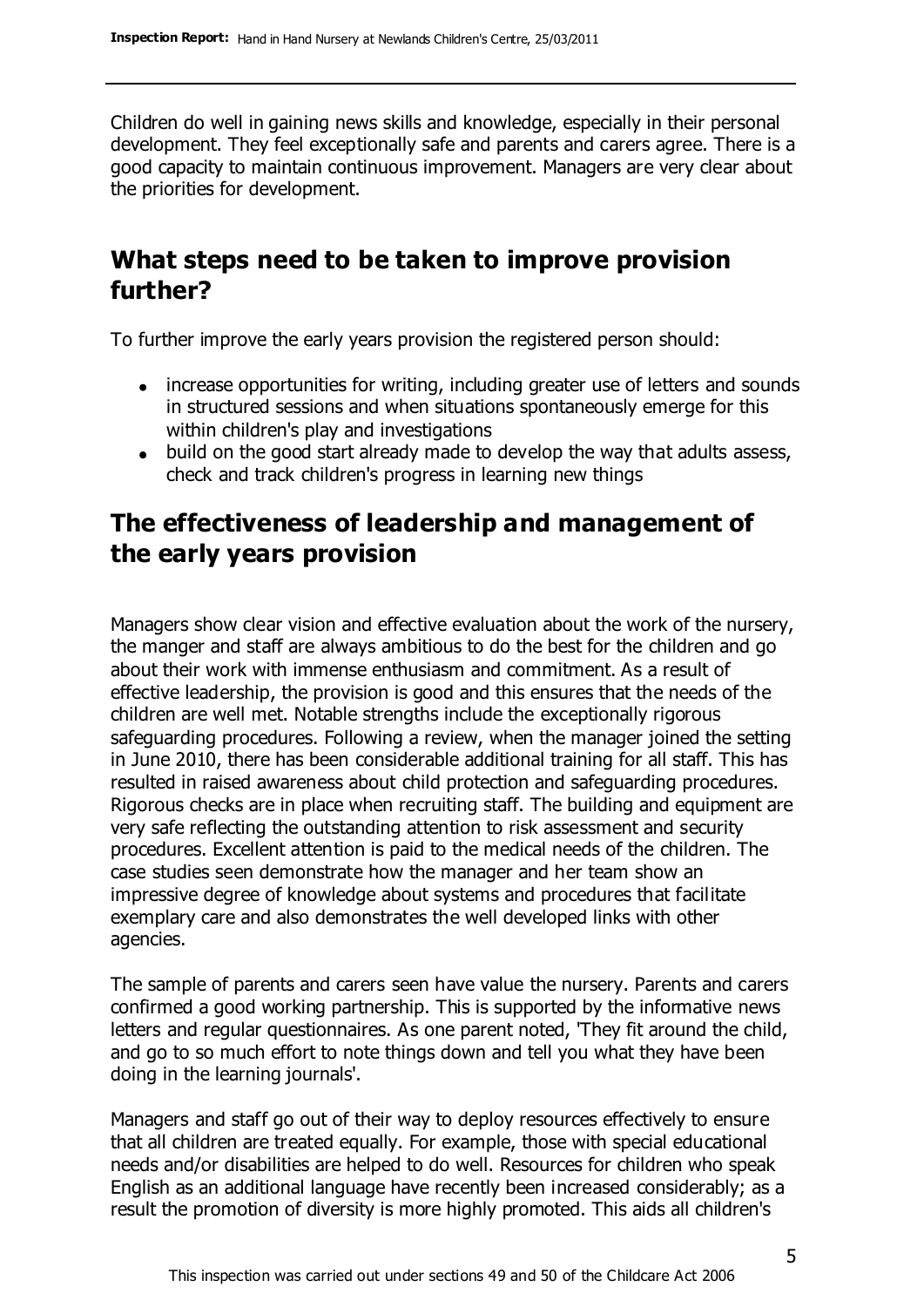Children do well in gaining news skills and knowledge, especially in their personal development. They feel exceptionally safe and parents and carers agree. There is a good capacity to maintain continuous improvement. Managers are very clear about the priorities for development.

## What steps need to be taken to improve provision further?

To further improve the early years provision the registered person should:

- increase opportunities for writing, including greater use of letters and sounds in structured sessions and when situations spontaneously emerge for this within children's play and investigations
- build on the good start already made to develop the way that adults assess, check and track children's progress in learning new things

## The effectiveness of leadership and management of the early years provision

Managers show clear vision and effective evaluation about the work of the nursery, the manger and staff are always ambitious to do the best for the children and go about their work with immense enthusiasm and commitment. As a result of effective leadership, the provision is good and this ensures that the needs of the children are well met. Notable strengths include the exceptionally rigorous safeguarding procedures. Following a review, when the manager joined the setting in June 2010, there has been considerable additional training for all staff. This has resulted in raised awareness about child protection and safeguarding procedures. Rigorous checks are in place when recruiting staff. The building and equipment are very safe reflecting the outstanding attention to risk assessment and security procedures. Excellent attention is paid to the medical needs of the children. The case studies seen demonstrate how the manager and her team show an impressive degree of knowledge about systems and procedures that facilitate exemplary care and also demonstrates the well developed links with other agencies.

The sample of parents and carers seen have value the nursery. Parents and carers confirmed a good working partnership. This is supported by the informative news letters and regular questionnaires. As one parent noted, 'They fit around the child, and go to so much effort to note things down and tell you what they have been doing in the learning journals'.

Managers and staff go out of their way to deploy resources effectively to ensure that all children are treated equally. For example, those with special educational needs and/or disabilities are helped to do well. Resources for children who speak English as an additional language have recently been increased considerably; as a result the promotion of diversity is more highly promoted. This aids all children's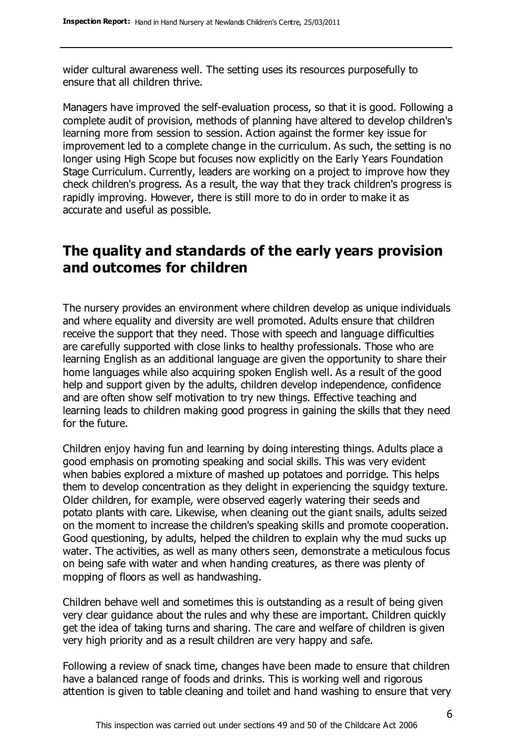wider cultural awareness well. The setting uses its resources purposefully to ensure that all children thrive.

Managers have improved the self-evaluation process, so that it is good. Following a complete audit of provision, methods of planning have altered to develop children's learning more from session to session. Action against the former key issue for improvement led to a complete change in the curriculum. As such, the setting is no longer using High Scope but focuses now explicitly on the Early Years Foundation Stage Curriculum. Currently, leaders are working on a project to improve how they check children's progress. As a result, the way that they track children's progress is rapidly improving. However, there is still more to do in order to make it as accurate and useful as possible.

## The quality and standards of the early years provision and outcomes for children

The nursery provides an environment where children develop as unique individuals and where equality and diversity are well promoted. Adults ensure that children receive the support that they need. Those with speech and language difficulties are carefully supported with close links to healthy professionals. Those who are learning English as an additional language are given the opportunity to share their home languages while also acquiring spoken English well. As a result of the good help and support given by the adults, children develop independence, confidence and are often show self motivation to try new things. Effective teaching and learning leads to children making good progress in gaining the skills that they need for the future.

Children enjoy having fun and learning by doing interesting things. Adults place a good emphasis on promoting speaking and social skills. This was very evident when babies explored a mixture of mashed up potatoes and porridge. This helps them to develop concentration as they delight in experiencing the squidgy texture. Older children, for example, were observed eagerly watering their seeds and potato plants with care. Likewise, when cleaning out the giant snails, adults seized on the moment to increase the children's speaking skills and promote cooperation. Good questioning, by adults, helped the children to explain why the mud sucks up water. The activities, as well as many others seen, demonstrate a meticulous focus on being safe with water and when handing creatures, as there was plenty of mopping of floors as well as handwashing.

Children behave well and sometimes this is outstanding as a result of being given very clear guidance about the rules and why these are important. Children quickly get the idea of taking turns and sharing. The care and welfare of children is given very high priority and as a result children are very happy and safe.

Following a review of snack time, changes have been made to ensure that children have a balanced range of foods and drinks. This is working well and rigorous attention is given to table cleaning and toilet and hand washing to ensure that very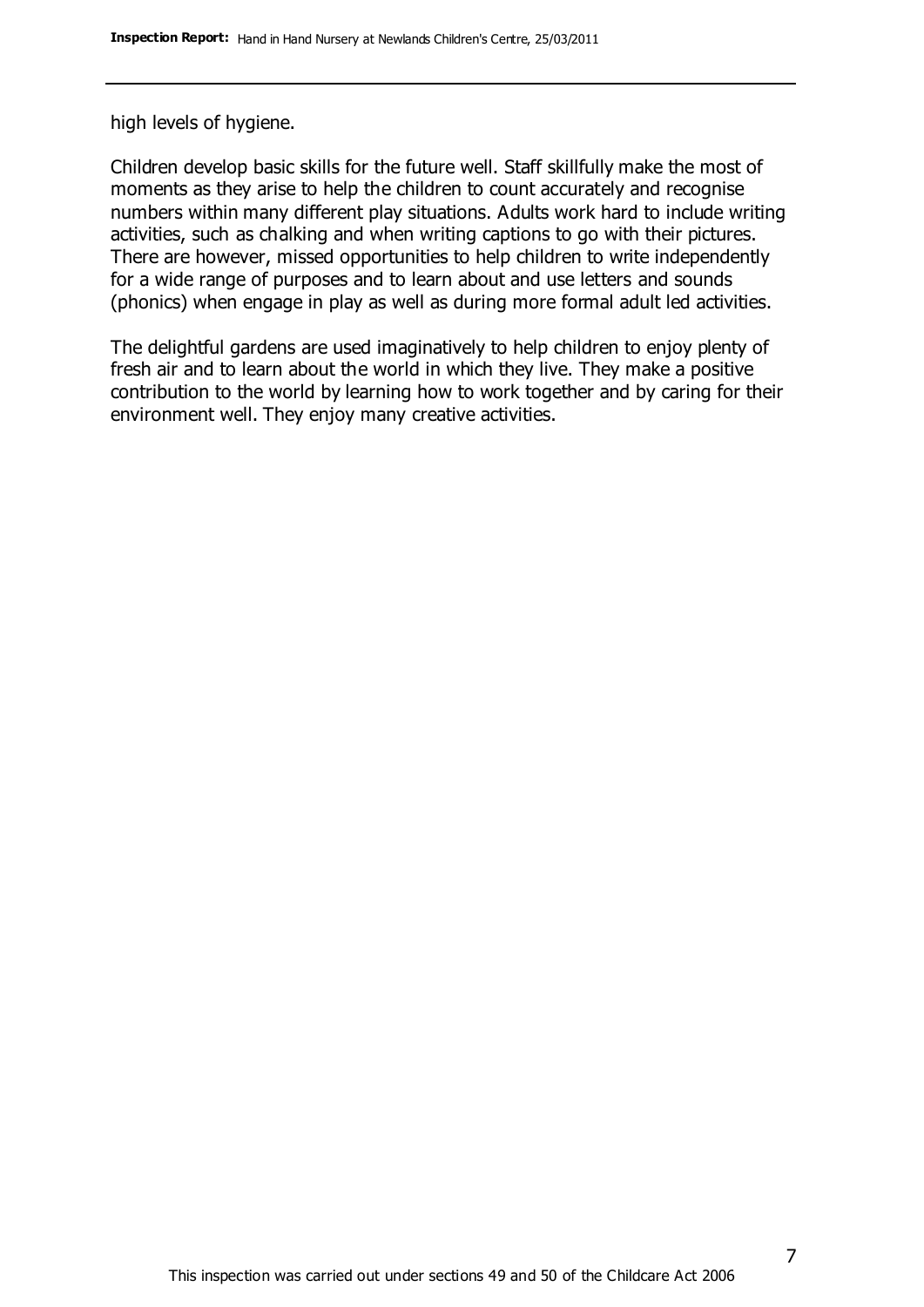high levels of hygiene.

Children develop basic skills for the future well. Staff skillfully make the most of moments as they arise to help the children to count accurately and recognise numbers within many different play situations. Adults work hard to include writing activities, such as chalking and when writing captions to go with their pictures. There are however, missed opportunities to help children to write independently for a wide range of purposes and to learn about and use letters and sounds (phonics) when engage in play as well as during more formal adult led activities.

The delightful gardens are used imaginatively to help children to enjoy plenty of fresh air and to learn about the world in which they live. They make a positive contribution to the world by learning how to work together and by caring for their environment well. They enjoy many creative activities.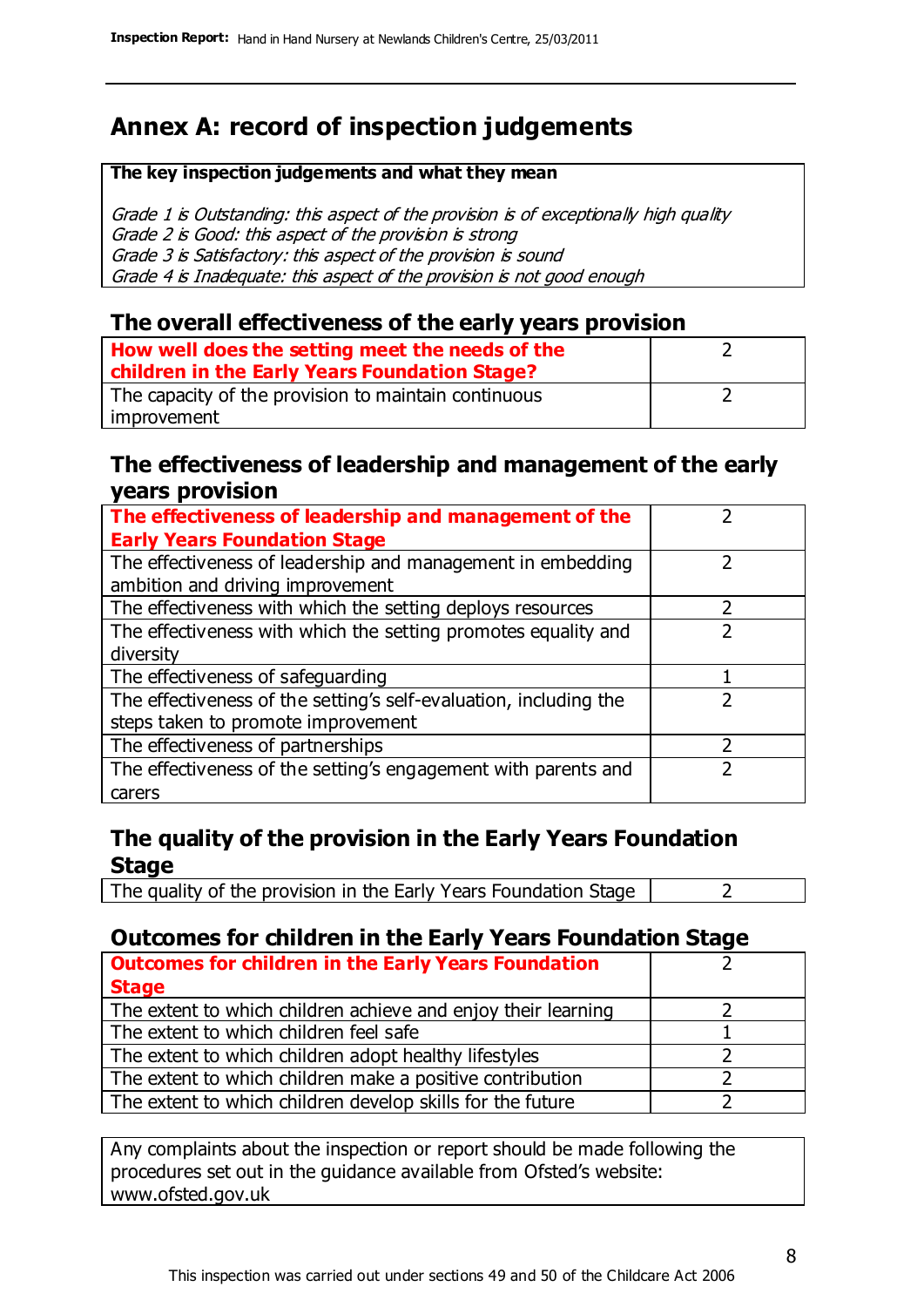# Annex A: record of inspection judgements

**The key inspection judgements and what they mean**

*Grade 1 is Outstanding: this aspect of the provision is of exceptionally high quality*
*Grade 2 is Good: this aspect of the provision is strong*
*Grade 3 is Satisfactory: this aspect of the provision is sound*
*Grade 4 is Inadequate: this aspect of the provision is not good enough*

## The overall effectiveness of the early years provision

| | |
|---|---|
| **How well does the setting meet the needs of the children in the Early Years Foundation Stage?** | 2 |
| The capacity of the provision to maintain continuous improvement | 2 |

## The effectiveness of leadership and management of the early years provision

| | |
|---|---|
| **The effectiveness of leadership and management of the Early Years Foundation Stage** | 2 |
| The effectiveness of leadership and management in embedding ambition and driving improvement | 2 |
| The effectiveness with which the setting deploys resources | 2 |
| The effectiveness with which the setting promotes equality and diversity | 2 |
| The effectiveness of safeguarding | 1 |
| The effectiveness of the setting's self-evaluation, including the steps taken to promote improvement | 2 |
| The effectiveness of partnerships | 2 |
| The effectiveness of the setting's engagement with parents and carers | 2 |

## The quality of the provision in the Early Years Foundation Stage

| | |
|---|---|
| The quality of the provision in the Early Years Foundation Stage | 2 |

## Outcomes for children in the Early Years Foundation Stage

| | |
|---|---|
| **Outcomes for children in the Early Years Foundation Stage** | 2 |
| The extent to which children achieve and enjoy their learning | 2 |
| The extent to which children feel safe | 1 |
| The extent to which children adopt healthy lifestyles | 2 |
| The extent to which children make a positive contribution | 2 |
| The extent to which children develop skills for the future | 2 |

Any complaints about the inspection or report should be made following the procedures set out in the guidance available from Ofsted's website: www.ofsted.gov.uk

This inspection was carried out under sections 49 and 50 of the Childcare Act 2006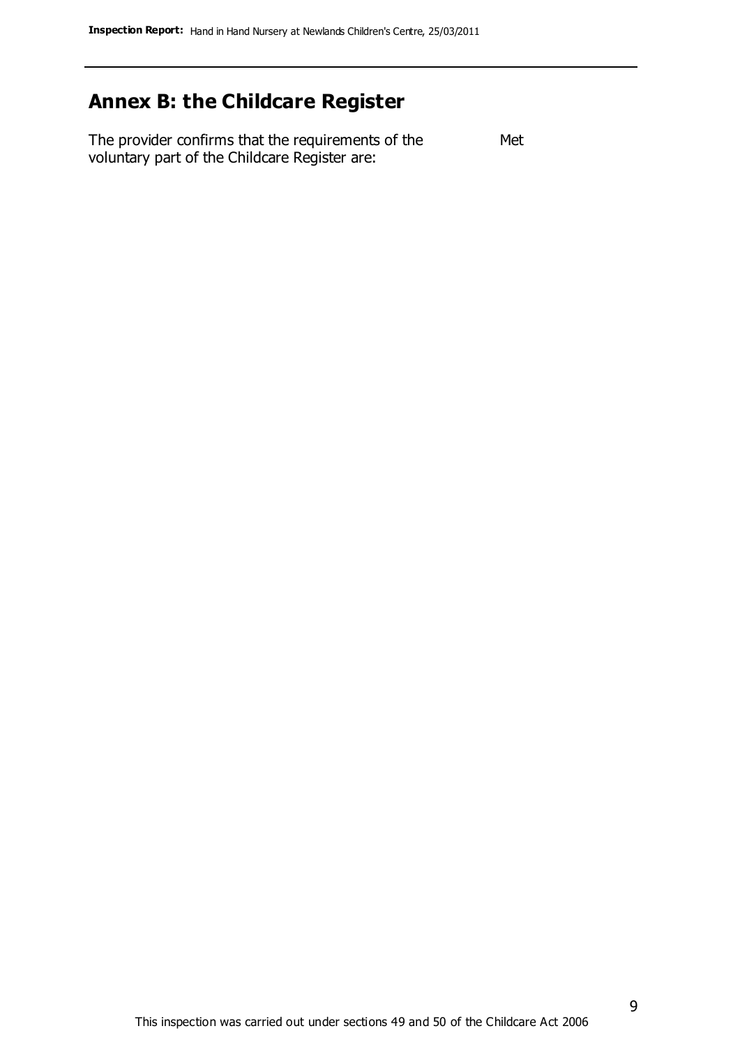## Annex B: the Childcare Register

| | |
|---|---|
| The provider confirms that the requirements of the voluntary part of the Childcare Register are: | Met |

This inspection was carried out under sections 49 and 50 of the Childcare Act 2006